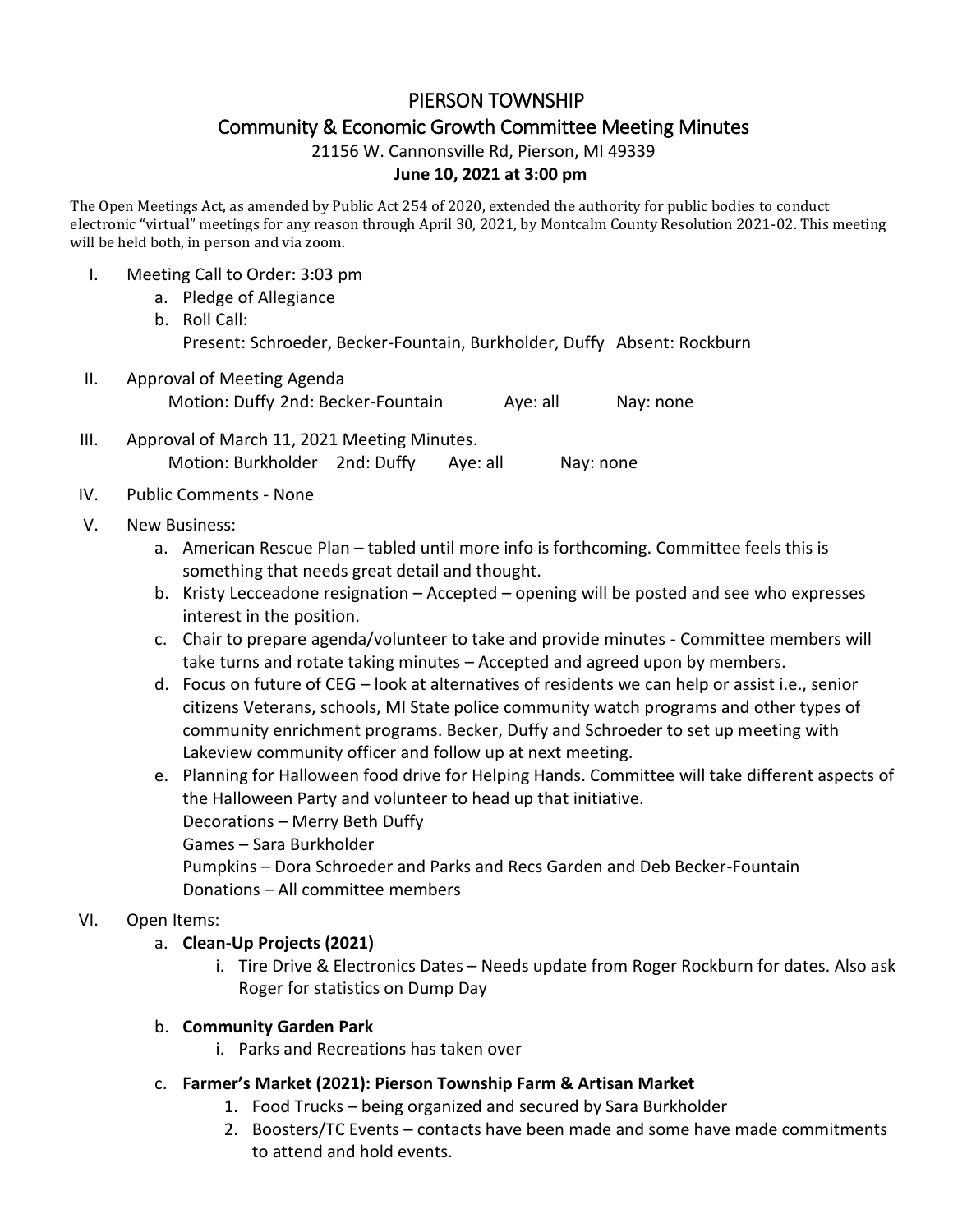# PIERSON TOWNSHIP

## Community & Economic Growth Committee Meeting Minutes

21156 W. Cannonsville Rd, Pierson, MI 49339

**June 10, 2021 at 3:00 pm**

The Open Meetings Act, as amended by Public Act 254 of 2020, extended the authority for public bodies to conduct electronic "virtual" meetings for any reason through April 30, 2021, by Montcalm County Resolution 2021-02. This meeting will be held both, in person and via zoom.

I. Meeting Call to Order: 3:03 pm
   a. Pledge of Allegiance
   b. Roll Call:
      Present: Schroeder, Becker-Fountain, Burkholder, Duffy Absent: Rockburn

II. Approval of Meeting Agenda
    Motion: Duffy 2nd: Becker-Fountain Aye: all Nay: none

III. Approval of March 11, 2021 Meeting Minutes.
     Motion: Burkholder 2nd: Duffy Aye: all Nay: none

IV. Public Comments - None

V. New Business:
   a. American Rescue Plan – tabled until more info is forthcoming. Committee feels this is something that needs great detail and thought.
   b. Kristy Lecceadone resignation – Accepted – opening will be posted and see who expresses interest in the position.
   c. Chair to prepare agenda/volunteer to take and provide minutes - Committee members will take turns and rotate taking minutes – Accepted and agreed upon by members.
   d. Focus on future of CEG – look at alternatives of residents we can help or assist i.e., senior citizens Veterans, schools, MI State police community watch programs and other types of community enrichment programs. Becker, Duffy and Schroeder to set up meeting with Lakeview community officer and follow up at next meeting.
   e. Planning for Halloween food drive for Helping Hands. Committee will take different aspects of the Halloween Party and volunteer to head up that initiative.
      Decorations – Merry Beth Duffy
      Games – Sara Burkholder
      Pumpkins – Dora Schroeder and Parks and Recs Garden and Deb Becker-Fountain
      Donations – All committee members

VI. Open Items:
   a. **Clean-Up Projects (2021)**
      i. Tire Drive & Electronics Dates – Needs update from Roger Rockburn for dates. Also ask Roger for statistics on Dump Day
   b. **Community Garden Park**
      i. Parks and Recreations has taken over
   c. **Farmer's Market (2021): Pierson Township Farm & Artisan Market**
      1. Food Trucks – being organized and secured by Sara Burkholder
      2. Boosters/TC Events – contacts have been made and some have made commitments to attend and hold events.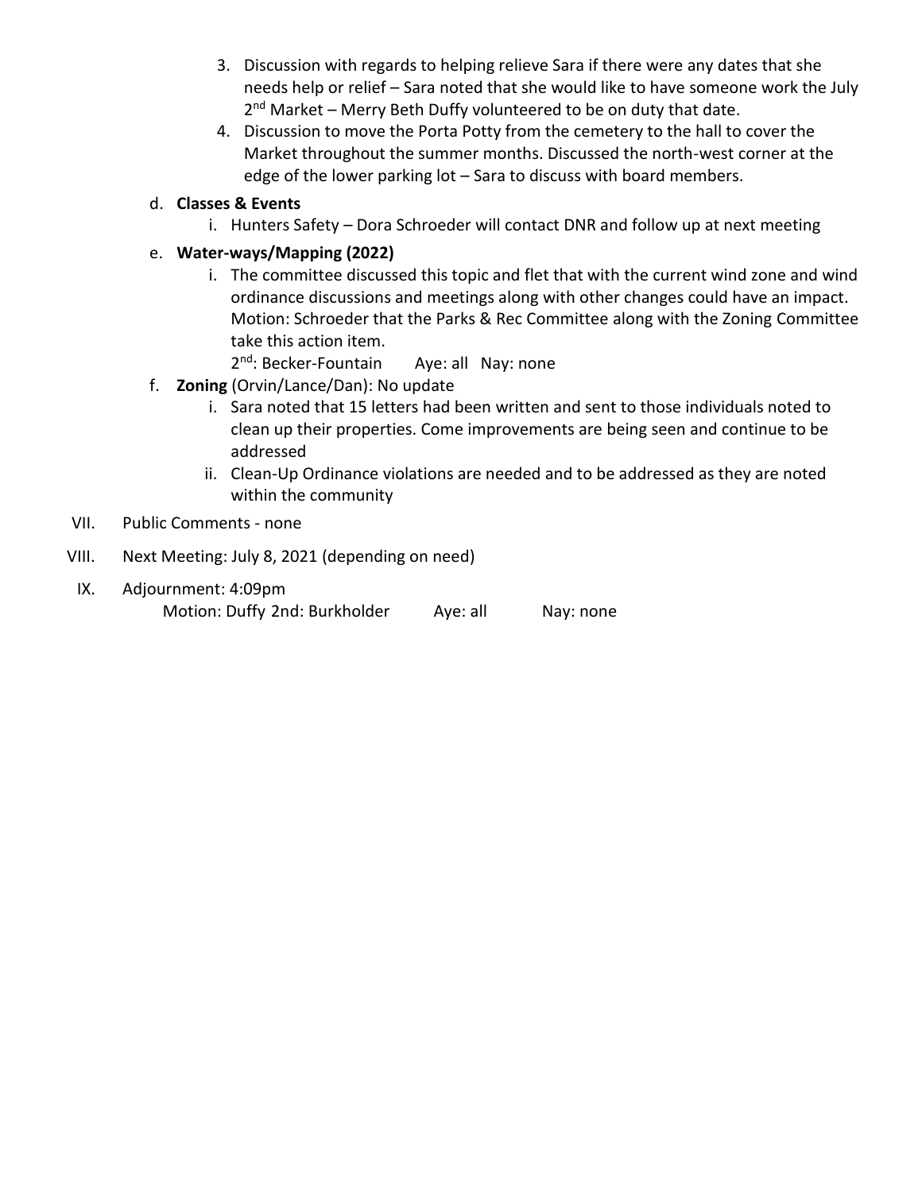3. Discussion with regards to helping relieve Sara if there were any dates that she needs help or relief – Sara noted that she would like to have someone work the July 2nd Market – Merry Beth Duffy volunteered to be on duty that date.
4. Discussion to move the Porta Potty from the cemetery to the hall to cover the Market throughout the summer months. Discussed the north-west corner at the edge of the lower parking lot – Sara to discuss with board members.

d. **Classes & Events**

i. Hunters Safety – Dora Schroeder will contact DNR and follow up at next meeting

e. **Water-ways/Mapping (2022)**

i. The committee discussed this topic and flet that with the current wind zone and wind ordinance discussions and meetings along with other changes could have an impact. Motion: Schroeder that the Parks & Rec Committee along with the Zoning Committee take this action item.
2nd: Becker-Fountain Aye: all Nay: none

f. **Zoning** (Orvin/Lance/Dan): No update

i. Sara noted that 15 letters had been written and sent to those individuals noted to clean up their properties. Come improvements are being seen and continue to be addressed
ii. Clean-Up Ordinance violations are needed and to be addressed as they are noted within the community

VII. Public Comments - none

VIII. Next Meeting: July 8, 2021 (depending on need)

IX. Adjournment: 4:09pm
Motion: Duffy 2nd: Burkholder Aye: all Nay: none